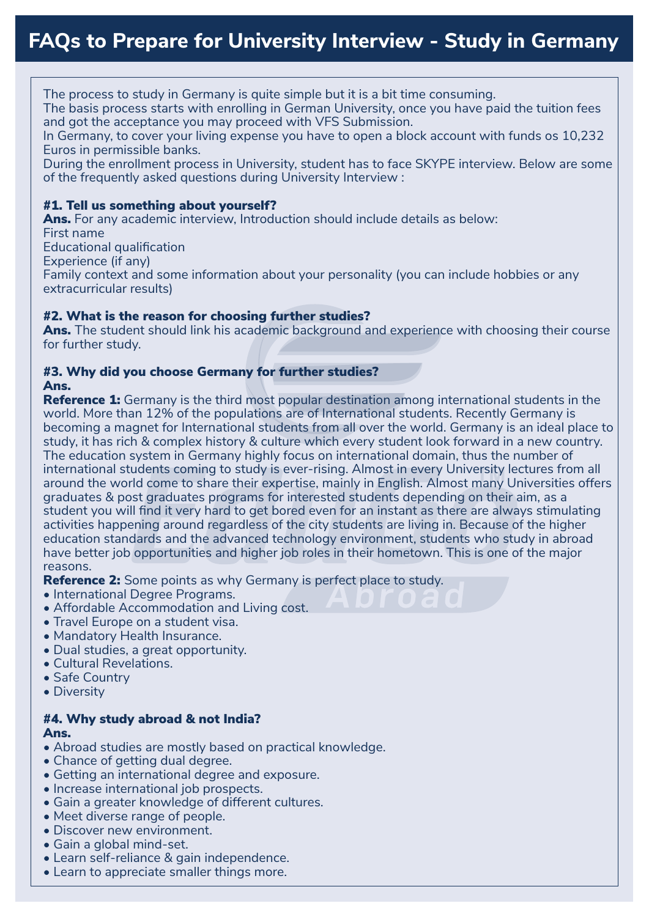# FAQs to Prepare for University Interview - Study in Germany

The process to study in Germany is quite simple but it is a bit time consuming.
The basis process starts with enrolling in German University, once you have paid the tuition fees and got the acceptance you may proceed with VFS Submission.
In Germany, to cover your living expense you have to open a block account with funds os 10,232 Euros in permissible banks.
During the enrollment process in University, student has to face SKYPE interview. Below are some of the frequently asked questions during University Interview :

### #1. Tell us something about yourself?

**Ans.** For any academic interview, Introduction should include details as below:
First name
Educational qualification
Experience (if any)
Family context and some information about your personality (you can include hobbies or any extracurricular results)

### #2. What is the reason for choosing further studies?

**Ans.** The student should link his academic background and experience with choosing their course for further study.

### #3. Why did you choose Germany for further studies?

**Ans.**
**Reference 1:** Germany is the third most popular destination among international students in the world. More than 12% of the populations are of International students. Recently Germany is becoming a magnet for International students from all over the world. Germany is an ideal place to study, it has rich & complex history & culture which every student look forward in a new country. The education system in Germany highly focus on international domain, thus the number of international students coming to study is ever-rising. Almost in every University lectures from all around the world come to share their expertise, mainly in English. Almost many Universities offers graduates & post graduates programs for interested students depending on their aim, as a student you will find it very hard to get bored even for an instant as there are always stimulating activities happening around regardless of the city students are living in. Because of the higher education standards and the advanced technology environment, students who study in abroad have better job opportunities and higher job roles in their hometown. This is one of the major reasons.
**Reference 2:** Some points as why Germany is perfect place to study.

- International Degree Programs.
- Affordable Accommodation and Living cost.
- Travel Europe on a student visa.
- Mandatory Health Insurance.
- Dual studies, a great opportunity.
- Cultural Revelations.
- Safe Country
- Diversity

### #4. Why study abroad & not India?

**Ans.**

- Abroad studies are mostly based on practical knowledge.
- Chance of getting dual degree.
- Getting an international degree and exposure.
- Increase international job prospects.
- Gain a greater knowledge of different cultures.
- Meet diverse range of people.
- Discover new environment.
- Gain a global mind-set.
- Learn self-reliance & gain independence.
- Learn to appreciate smaller things more.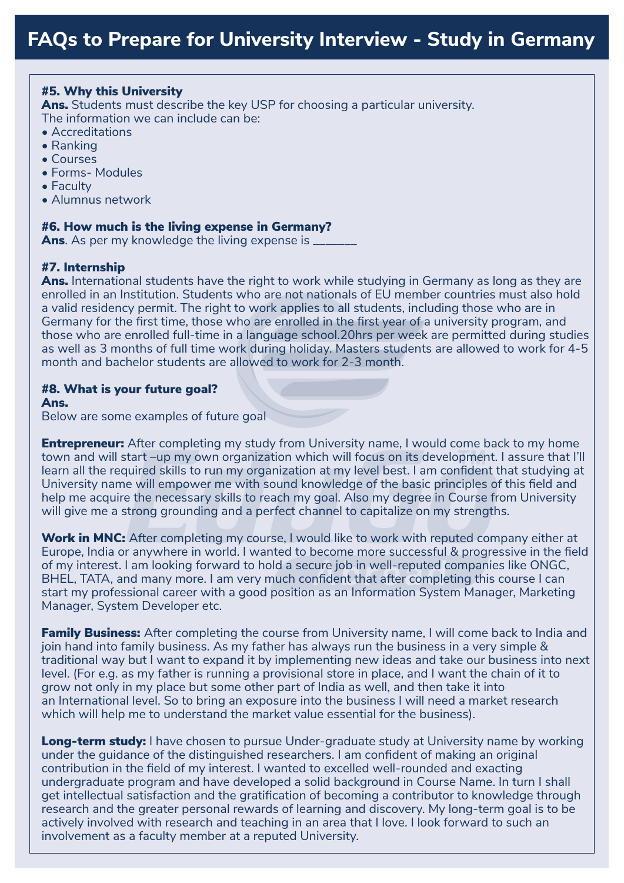# FAQs to Prepare for University Interview - Study in Germany

**#5. Why this University**

**Ans.** Students must describe the key USP for choosing a particular university.
The information we can include can be:

- Accreditations
- Ranking
- Courses
- Forms- Modules
- Faculty
- Alumnus network

**#6. How much is the living expense in Germany?**

**Ans**. As per my knowledge the living expense is _______

**#7. Internship**

**Ans.** International students have the right to work while studying in Germany as long as they are enrolled in an Institution. Students who are not nationals of EU member countries must also hold a valid residency permit. The right to work applies to all students, including those who are in Germany for the first time, those who are enrolled in the first year of a university program, and those who are enrolled full-time in a language school.20hrs per week are permitted during studies as well as 3 months of full time work during holiday. Masters students are allowed to work for 4-5 month and bachelor students are allowed to work for 2-3 month.

**#8. What is your future goal?**

**Ans.**

Below are some examples of future goal

**Entrepreneur:** After completing my study from University name, I would come back to my home town and will start –up my own organization which will focus on its development. I assure that I'll learn all the required skills to run my organization at my level best. I am confident that studying at University name will empower me with sound knowledge of the basic principles of this field and help me acquire the necessary skills to reach my goal. Also my degree in Course from University will give me a strong grounding and a perfect channel to capitalize on my strengths.

**Work in MNC:** After completing my course, I would like to work with reputed company either at Europe, India or anywhere in world. I wanted to become more successful & progressive in the field of my interest. I am looking forward to hold a secure job in well-reputed companies like ONGC, BHEL, TATA, and many more. I am very much confident that after completing this course I can start my professional career with a good position as an Information System Manager, Marketing Manager, System Developer etc.

**Family Business:** After completing the course from University name, I will come back to India and join hand into family business. As my father has always run the business in a very simple & traditional way but I want to expand it by implementing new ideas and take our business into next level. (For e.g. as my father is running a provisional store in place, and I want the chain of it to grow not only in my place but some other part of India as well, and then take it into an International level. So to bring an exposure into the business I will need a market research which will help me to understand the market value essential for the business).

**Long-term study:** I have chosen to pursue Under-graduate study at University name by working under the guidance of the distinguished researchers. I am confident of making an original contribution in the field of my interest. I wanted to excelled well-rounded and exacting undergraduate program and have developed a solid background in Course Name. In turn I shall get intellectual satisfaction and the gratification of becoming a contributor to knowledge through research and the greater personal rewards of learning and discovery. My long-term goal is to be actively involved with research and teaching in an area that I love. I look forward to such an involvement as a faculty member at a reputed University.